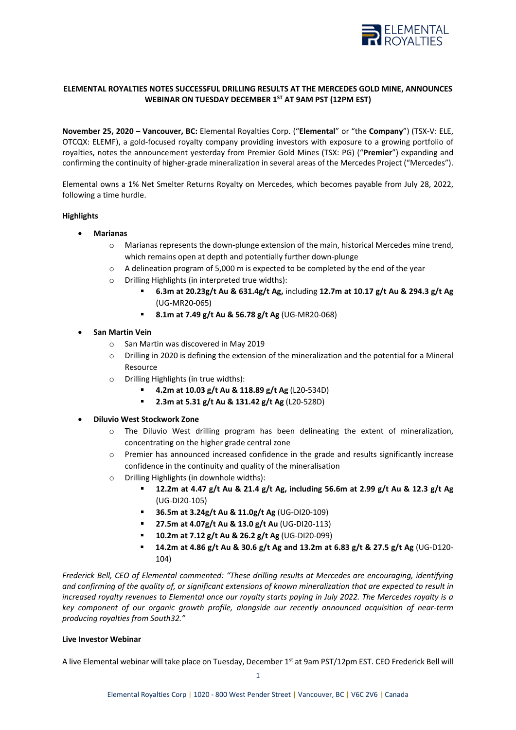**ELEMENTAL ROYALTIES NOTES SUCCESSFUL DRILLING RESULTS AT THE MERCEDES GOLD MINE, ANNOUNCES WEBINAR ON TUESDAY DECEMBER 1ST AT 9AM PST (12PM EST)**

**November 25, 2020 – Vancouver, BC:** Elemental Royalties Corp. ("**Elemental**" or "the **Company**") (TSX-V: ELE, OTCQX: ELEMF), a gold-focused royalty company providing investors with exposure to a growing portfolio of royalties, notes the announcement yesterday from Premier Gold Mines (TSX: PG) ("**Premier**") expanding and confirming the continuity of higher-grade mineralization in several areas of the Mercedes Project ("Mercedes").

Elemental owns a 1% Net Smelter Returns Royalty on Mercedes, which becomes payable from July 28, 2022, following a time hurdle.

**Highlights**

- **Marianas**
  - Marianas represents the down-plunge extension of the main, historical Mercedes mine trend, which remains open at depth and potentially further down-plunge
  - A delineation program of 5,000 m is expected to be completed by the end of the year
  - Drilling Highlights (in interpreted true widths):
    - **6.3m at 20.23g/t Au & 631.4g/t Ag,** including **12.7m at 10.17 g/t Au & 294.3 g/t Ag** (UG-MR20-065)
    - **8.1m at 7.49 g/t Au & 56.78 g/t Ag** (UG-MR20-068)
- **San Martin Vein**
  - San Martin was discovered in May 2019
  - Drilling in 2020 is defining the extension of the mineralization and the potential for a Mineral Resource
  - Drilling Highlights (in true widths):
    - **4.2m at 10.03 g/t Au & 118.89 g/t Ag** (L20-534D)
    - **2.3m at 5.31 g/t Au & 131.42 g/t Ag** (L20-528D)
- **Diluvio West Stockwork Zone**
  - The Diluvio West drilling program has been delineating the extent of mineralization, concentrating on the higher grade central zone
  - Premier has announced increased confidence in the grade and results significantly increase confidence in the continuity and quality of the mineralisation
  - Drilling Highlights (in downhole widths):
    - **12.2m at 4.47 g/t Au & 21.4 g/t Ag, including 56.6m at 2.99 g/t Au & 12.3 g/t Ag** (UG-DI20-105)
    - **36.5m at 3.24g/t Au & 11.0g/t Ag** (UG-DI20-109)
    - **27.5m at 4.07g/t Au & 13.0 g/t Au** (UG-DI20-113)
    - **10.2m at 7.12 g/t Au & 26.2 g/t Ag** (UG-DI20-099)
    - **14.2m at 4.86 g/t Au & 30.6 g/t Ag and 13.2m at 6.83 g/t & 27.5 g/t Ag** (UG-D120-104)

*Frederick Bell, CEO of Elemental commented: "These drilling results at Mercedes are encouraging, identifying and confirming of the quality of, or significant extensions of known mineralization that are expected to result in increased royalty revenues to Elemental once our royalty starts paying in July 2022. The Mercedes royalty is a key component of our organic growth profile, alongside our recently announced acquisition of near-term producing royalties from South32."*

**Live Investor Webinar**

A live Elemental webinar will take place on Tuesday, December 1st at 9am PST/12pm EST. CEO Frederick Bell will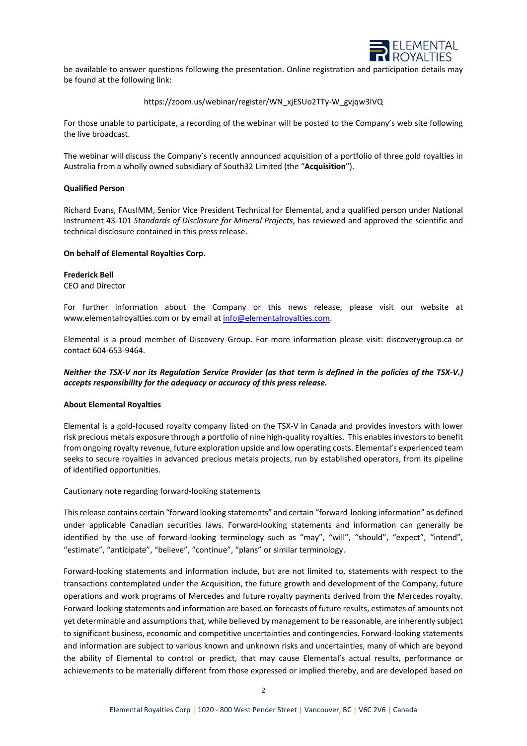be available to answer questions following the presentation. Online registration and participation details may be found at the following link:

https://zoom.us/webinar/register/WN_xjESUo2TTy-W_gvjqw3IVQ

For those unable to participate, a recording of the webinar will be posted to the Company's web site following the live broadcast.

The webinar will discuss the Company's recently announced acquisition of a portfolio of three gold royalties in Australia from a wholly owned subsidiary of South32 Limited (the "**Acquisition**").

**Qualified Person**

Richard Evans, FAusIMM, Senior Vice President Technical for Elemental, and a qualified person under National Instrument 43-101 *Standards of Disclosure for Mineral Projects*, has reviewed and approved the scientific and technical disclosure contained in this press release.

**On behalf of Elemental Royalties Corp.**

**Frederick Bell**
CEO and Director

For further information about the Company or this news release, please visit our website at www.elementalroyalties.com or by email at info@elementalroyalties.com.

Elemental is a proud member of Discovery Group. For more information please visit: discoverygroup.ca or contact 604-653-9464.

***Neither the TSX-V nor its Regulation Service Provider (as that term is defined in the policies of the TSX-V.) accepts responsibility for the adequacy or accuracy of this press release.***

**About Elemental Royalties**

Elemental is a gold-focused royalty company listed on the TSX-V in Canada and provides investors with lower risk precious metals exposure through a portfolio of nine high-quality royalties. This enables investors to benefit from ongoing royalty revenue, future exploration upside and low operating costs. Elemental's experienced team seeks to secure royalties in advanced precious metals projects, run by established operators, from its pipeline of identified opportunities.

Cautionary note regarding forward-looking statements

This release contains certain "forward looking statements" and certain "forward-looking information" as defined under applicable Canadian securities laws. Forward-looking statements and information can generally be identified by the use of forward-looking terminology such as "may", "will", "should", "expect", "intend", "estimate", "anticipate", "believe", "continue", "plans" or similar terminology.

Forward-looking statements and information include, but are not limited to, statements with respect to the transactions contemplated under the Acquisition, the future growth and development of the Company, future operations and work programs of Mercedes and future royalty payments derived from the Mercedes royalty. Forward-looking statements and information are based on forecasts of future results, estimates of amounts not yet determinable and assumptions that, while believed by management to be reasonable, are inherently subject to significant business, economic and competitive uncertainties and contingencies. Forward-looking statements and information are subject to various known and unknown risks and uncertainties, many of which are beyond the ability of Elemental to control or predict, that may cause Elemental's actual results, performance or achievements to be materially different from those expressed or implied thereby, and are developed based on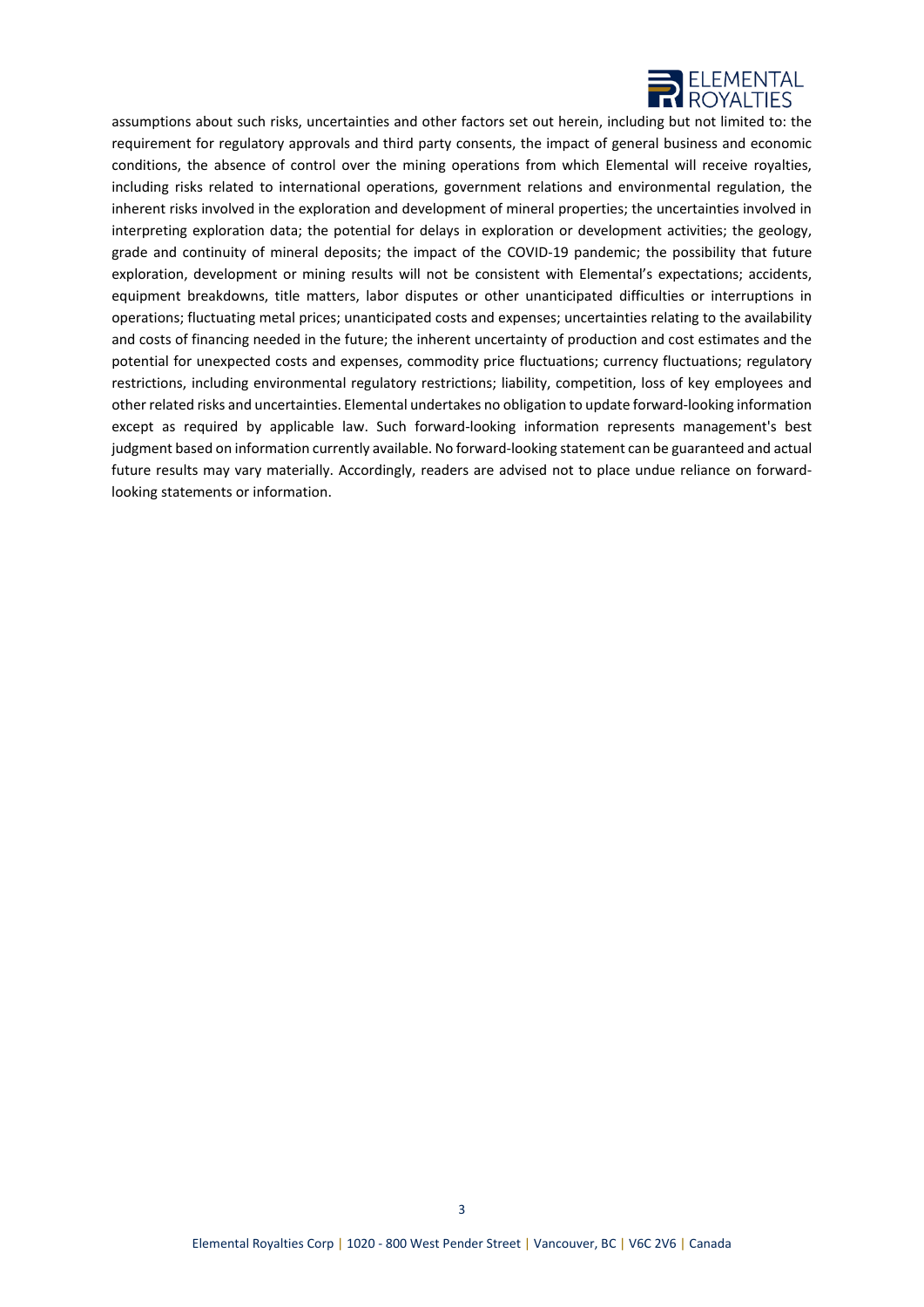assumptions about such risks, uncertainties and other factors set out herein, including but not limited to: the requirement for regulatory approvals and third party consents, the impact of general business and economic conditions, the absence of control over the mining operations from which Elemental will receive royalties, including risks related to international operations, government relations and environmental regulation, the inherent risks involved in the exploration and development of mineral properties; the uncertainties involved in interpreting exploration data; the potential for delays in exploration or development activities; the geology, grade and continuity of mineral deposits; the impact of the COVID-19 pandemic; the possibility that future exploration, development or mining results will not be consistent with Elemental's expectations; accidents, equipment breakdowns, title matters, labor disputes or other unanticipated difficulties or interruptions in operations; fluctuating metal prices; unanticipated costs and expenses; uncertainties relating to the availability and costs of financing needed in the future; the inherent uncertainty of production and cost estimates and the potential for unexpected costs and expenses, commodity price fluctuations; currency fluctuations; regulatory restrictions, including environmental regulatory restrictions; liability, competition, loss of key employees and other related risks and uncertainties. Elemental undertakes no obligation to update forward-looking information except as required by applicable law. Such forward-looking information represents management's best judgment based on information currently available. No forward-looking statement can be guaranteed and actual future results may vary materially. Accordingly, readers are advised not to place undue reliance on forward-looking statements or information.